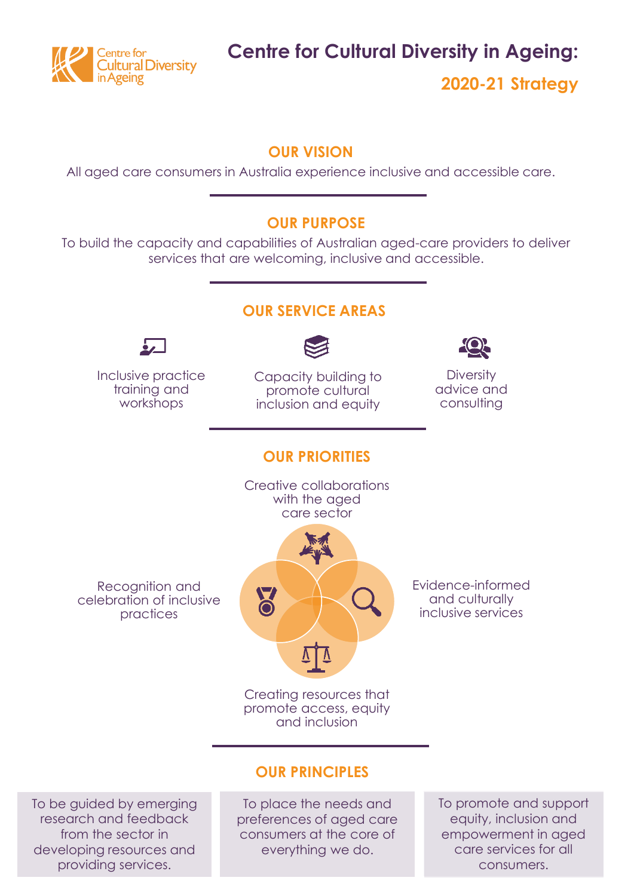Centre for Cultural Diversity in Ageing

# Centre for Cultural Diversity in Ageing: 2020-21 Strategy

## OUR VISION

All aged care consumers in Australia experience inclusive and accessible care.

## OUR PURPOSE

To build the capacity and capabilities of Australian aged-care providers to deliver services that are welcoming, inclusive and accessible.

## OUR SERVICE AREAS

- Inclusive practice training and workshops
- Capacity building to promote cultural inclusion and equity
- Diversity advice and consulting

## OUR PRIORITIES

- Creative collaborations with the aged care sector
- Recognition and celebration of inclusive practices
- Evidence-informed and culturally inclusive services
- Creating resources that promote access, equity and inclusion

## OUR PRINCIPLES

- To be guided by emerging research and feedback from the sector in developing resources and providing services.
- To place the needs and preferences of aged care consumers at the core of everything we do.
- To promote and support equity, inclusion and empowerment in aged care services for all consumers.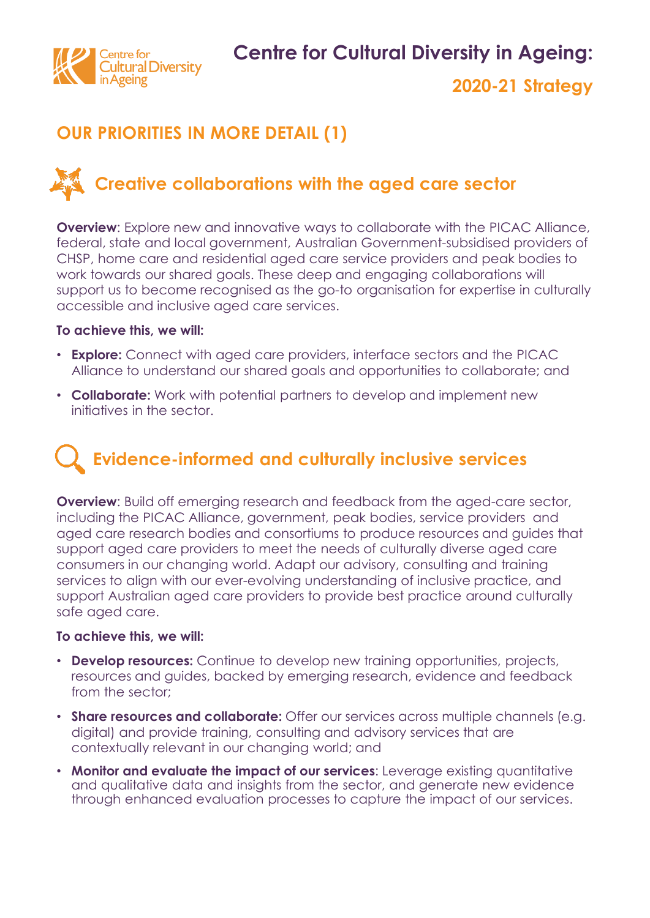# Centre for Cultural Diversity in Ageing: 2020-21 Strategy

## OUR PRIORITIES IN MORE DETAIL (1)

### Creative collaborations with the aged care sector

**Overview**: Explore new and innovative ways to collaborate with the PICAC Alliance, federal, state and local government, Australian Government-subsidised providers of CHSP, home care and residential aged care service providers and peak bodies to work towards our shared goals. These deep and engaging collaborations will support us to become recognised as the go-to organisation for expertise in culturally accessible and inclusive aged care services.

**To achieve this, we will:**

- **Explore:** Connect with aged care providers, interface sectors and the PICAC Alliance to understand our shared goals and opportunities to collaborate; and
- **Collaborate:** Work with potential partners to develop and implement new initiatives in the sector.

### Evidence-informed and culturally inclusive services

**Overview**: Build off emerging research and feedback from the aged-care sector, including the PICAC Alliance, government, peak bodies, service providers and aged care research bodies and consortiums to produce resources and guides that support aged care providers to meet the needs of culturally diverse aged care consumers in our changing world. Adapt our advisory, consulting and training services to align with our ever-evolving understanding of inclusive practice, and support Australian aged care providers to provide best practice around culturally safe aged care.

**To achieve this, we will:**

- **Develop resources:** Continue to develop new training opportunities, projects, resources and guides, backed by emerging research, evidence and feedback from the sector;
- **Share resources and collaborate:** Offer our services across multiple channels (e.g. digital) and provide training, consulting and advisory services that are contextually relevant in our changing world; and
- **Monitor and evaluate the impact of our services**: Leverage existing quantitative and qualitative data and insights from the sector, and generate new evidence through enhanced evaluation processes to capture the impact of our services.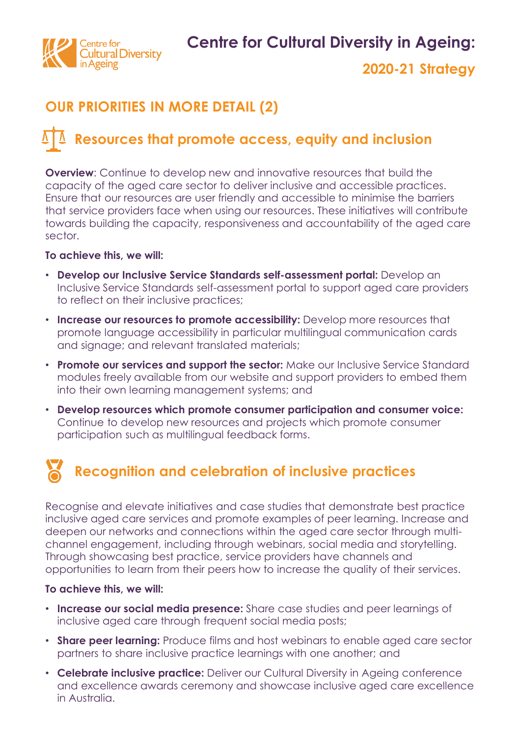# Centre for Cultural Diversity in Ageing:

## 2020-21 Strategy

## OUR PRIORITIES IN MORE DETAIL (2)

### Resources that promote access, equity and inclusion

**Overview**: Continue to develop new and innovative resources that build the capacity of the aged care sector to deliver inclusive and accessible practices. Ensure that our resources are user friendly and accessible to minimise the barriers that service providers face when using our resources. These initiatives will contribute towards building the capacity, responsiveness and accountability of the aged care sector.

**To achieve this, we will:**

- **Develop our Inclusive Service Standards self-assessment portal:** Develop an Inclusive Service Standards self-assessment portal to support aged care providers to reflect on their inclusive practices;
- **Increase our resources to promote accessibility:** Develop more resources that promote language accessibility in particular multilingual communication cards and signage; and relevant translated materials;
- **Promote our services and support the sector:** Make our Inclusive Service Standard modules freely available from our website and support providers to embed them into their own learning management systems; and
- **Develop resources which promote consumer participation and consumer voice:** Continue to develop new resources and projects which promote consumer participation such as multilingual feedback forms.

### Recognition and celebration of inclusive practices

Recognise and elevate initiatives and case studies that demonstrate best practice inclusive aged care services and promote examples of peer learning. Increase and deepen our networks and connections within the aged care sector through multi-channel engagement, including through webinars, social media and storytelling. Through showcasing best practice, service providers have channels and opportunities to learn from their peers how to increase the quality of their services.

**To achieve this, we will:**

- **Increase our social media presence:** Share case studies and peer learnings of inclusive aged care through frequent social media posts;
- **Share peer learning:** Produce films and host webinars to enable aged care sector partners to share inclusive practice learnings with one another; and
- **Celebrate inclusive practice:** Deliver our Cultural Diversity in Ageing conference and excellence awards ceremony and showcase inclusive aged care excellence in Australia.